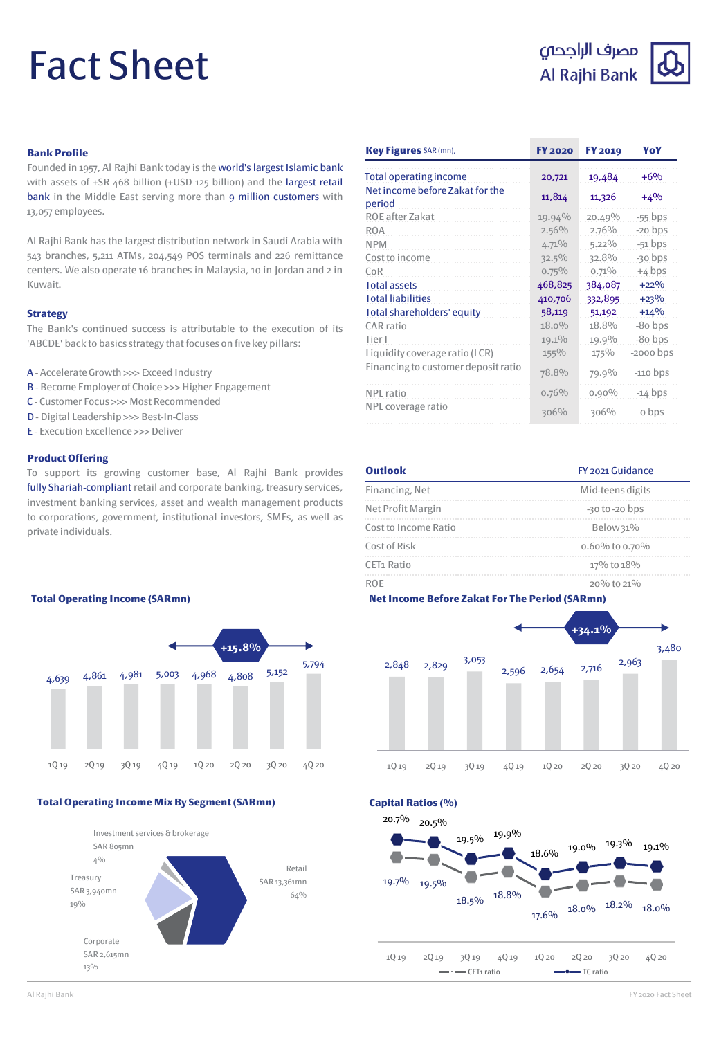# Fact Sheet

مصرف الراجحي
Al Rajhi Bank

### Bank Profile

Founded in 1957, Al Rajhi Bank today is the world's largest Islamic bank with assets of +SR 468 billion (+USD 125 billion) and the largest retail bank in the Middle East serving more than 9 million customers with 13,057 employees.

Al Rajhi Bank has the largest distribution network in Saudi Arabia with 543 branches, 5,211 ATMs, 204,549 POS terminals and 226 remittance centers. We also operate 16 branches in Malaysia, 10 in Jordan and 2 in Kuwait.

### Strategy

The Bank's continued success is attributable to the execution of its 'ABCDE' back to basics strategy that focuses on five key pillars:

A - Accelerate Growth >>> Exceed Industry
B - Become Employer of Choice >>> Higher Engagement
C - Customer Focus >>> Most Recommended
D - Digital Leadership >>> Best-In-Class
E - Execution Excellence >>> Deliver

### Product Offering

To support its growing customer base, Al Rajhi Bank provides fully Shariah-compliant retail and corporate banking, treasury services, investment banking services, asset and wealth management products to corporations, government, institutional investors, SMEs, as well as private individuals.

| Key Figures SAR (mn), | FY 2020 | FY 2019 | YoY |
|---|---|---|---|
| Total operating income | 20,721 | 19,484 | +6% |
| Net income before Zakat for the period | 11,814 | 11,326 | +4% |
| ROE after Zakat | 19.94% | 20.49% | -55 bps |
| ROA | 2.56% | 2.76% | -20 bps |
| NPM | 4.71% | 5.22% | -51 bps |
| Cost to income | 32.5% | 32.8% | -30 bps |
| CoR | 0.75% | 0.71% | +4 bps |
| Total assets | 468,825 | 384,087 | +22% |
| Total liabilities | 410,706 | 332,895 | +23% |
| Total shareholders' equity | 58,119 | 51,192 | +14% |
| CAR ratio | 18.0% | 18.8% | -80 bps |
| Tier I | 19.1% | 19.9% | -80 bps |
| Liquidity coverage ratio (LCR) | 155% | 175% | -2000 bps |
| Financing to customer deposit ratio | 78.8% | 79.9% | -110 bps |
| NPL ratio | 0.76% | 0.90% | -14 bps |
| NPL coverage ratio | 306% | 306% | 0 bps |

| Outlook | FY 2021 Guidance |
|---|---|
| Financing, Net | Mid-teens digits |
| Net Profit Margin | -30 to -20 bps |
| Cost to Income Ratio | Below 31% |
| Cost of Risk | 0.60% to 0.70% |
| CET1 Ratio | 17% to 18% |
| ROE | 20% to 21% |

### Total Operating Income (SARmn)

| 1Q 19 | 2Q 19 | 3Q 19 | 4Q 19 | 1Q 20 | 2Q 20 | 3Q 20 | 4Q 20 |
|---|---|---|---|---|---|---|---|
| 4,639 | 4,861 | 4,981 | 5,003 | 4,968 | 4,808 | 5,152 | 5,794 |

+15.8%

### Net Income Before Zakat For The Period (SARmn)

| 1Q 19 | 2Q 19 | 3Q 19 | 4Q 19 | 1Q 20 | 2Q 20 | 3Q 20 | 4Q 20 |
|---|---|---|---|---|---|---|---|
| 2,848 | 2,829 | 3,053 | 2,596 | 2,654 | 2,716 | 2,963 | 3,480 |

+34.1%

### Total Operating Income Mix By Segment (SARmn)

| Segment | SAR | Share |
|---|---|---|
| Retail | SAR 13,361mn | 64% |
| Corporate | SAR 2,615mn | 13% |
| Treasury | SAR 3,940mn | 19% |
| Investment services & brokerage | SAR 805mn | 4% |

### Capital Ratios (%)

| | 1Q 19 | 2Q 19 | 3Q 19 | 4Q 19 | 1Q 20 | 2Q 20 | 3Q 20 | 4Q 20 |
|---|---|---|---|---|---|---|---|---|
| TC ratio | 20.7% | 20.5% | 19.5% | 19.9% | 18.6% | 19.0% | 19.3% | 19.1% |
| CET1 ratio | 19.7% | 19.5% | 18.5% | 18.8% | 17.6% | 18.0% | 18.2% | 18.0% |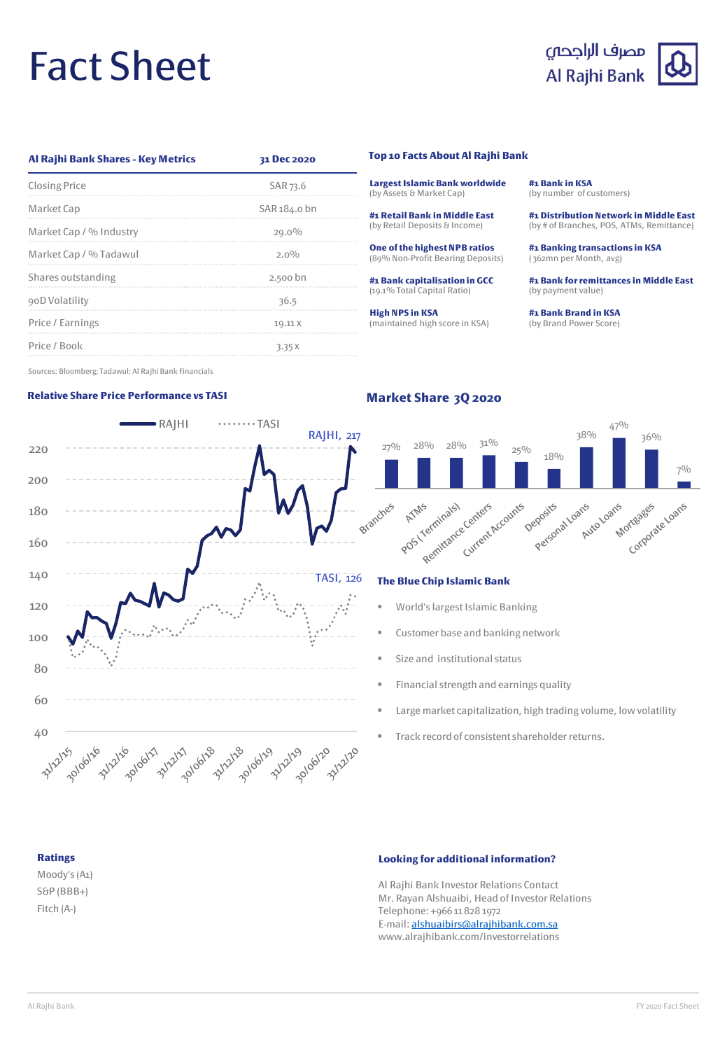# Fact Sheet

مصرف الراجحي
Al Rajhi Bank

| Al Rajhi Bank Shares - Key Metrics | 31 Dec 2020 |
|---|---|
| Closing Price | SAR 73.6 |
| Market Cap | SAR 184.0 bn |
| Market Cap / % Industry | 29.0% |
| Market Cap / % Tadawul | 2.0% |
| Shares outstanding | 2.500 bn |
| 90D Volatility | 36.5 |
| Price / Earnings | 19.11 x |
| Price / Book | 3.35 x |

Sources: Bloomberg; Tadawul; Al Rajhi Bank Financials

### Top 10 Facts About Al Rajhi Bank

**Largest Islamic Bank worldwide**
(by Assets & Market Cap)

**#1 Bank in KSA**
(by number of customers)

**#1 Retail Bank in Middle East**
(by Retail Deposits & Income)

**#1 Distribution Network in Middle East**
(by # of Branches, POS, ATMs, Remittance)

**One of the highest NPB ratios**
(89% Non-Profit Bearing Deposits)

**#1 Banking transactions in KSA**
(362mn per Month, avg)

**#1 Bank capitalisation in GCC**
(19.1% Total Capital Ratio)

**#1 Bank for remittances in Middle East**
(by payment value)

**High NPS in KSA**
(maintained high score in KSA)

**#1 Bank Brand in KSA**
(by Brand Power Score)

### Relative Share Price Performance vs TASI

RAJHI
TASI
RAJHI, 217
TASI, 126
220
200
180
160
140
120
100
80
60
40
31/12/15
30/06/16
31/12/16
30/06/17
31/12/17
30/06/18
31/12/18
30/06/19
31/12/19
30/06/20
31/12/20

### Market Share 3Q 2020

27%
28%
28%
31%
25%
18%
38%
47%
36%
7%
Branches
ATMs
POS (Terminals)
Remittance Centers
Current Accounts
Deposits
Personal Loans
Auto Loans
Mortgages
Corporate Loans

### The Blue Chip Islamic Bank

- World's largest Islamic Banking
- Customer base and banking network
- Size and institutional status
- Financial strength and earnings quality
- Large market capitalization, high trading volume, low volatility
- Track record of consistent shareholder returns.

### Ratings

Moody's (A1)
S&P (BBB+)
Fitch (A-)

### Looking for additional information?

Al Rajhi Bank Investor Relations Contact
Mr. Rayan Alshuaibi, Head of Investor Relations
Telephone: +966 11 828 1972
E-mail: alshuaibirs@alrajhibank.com.sa
www.alrajhibank.com/investorrelations